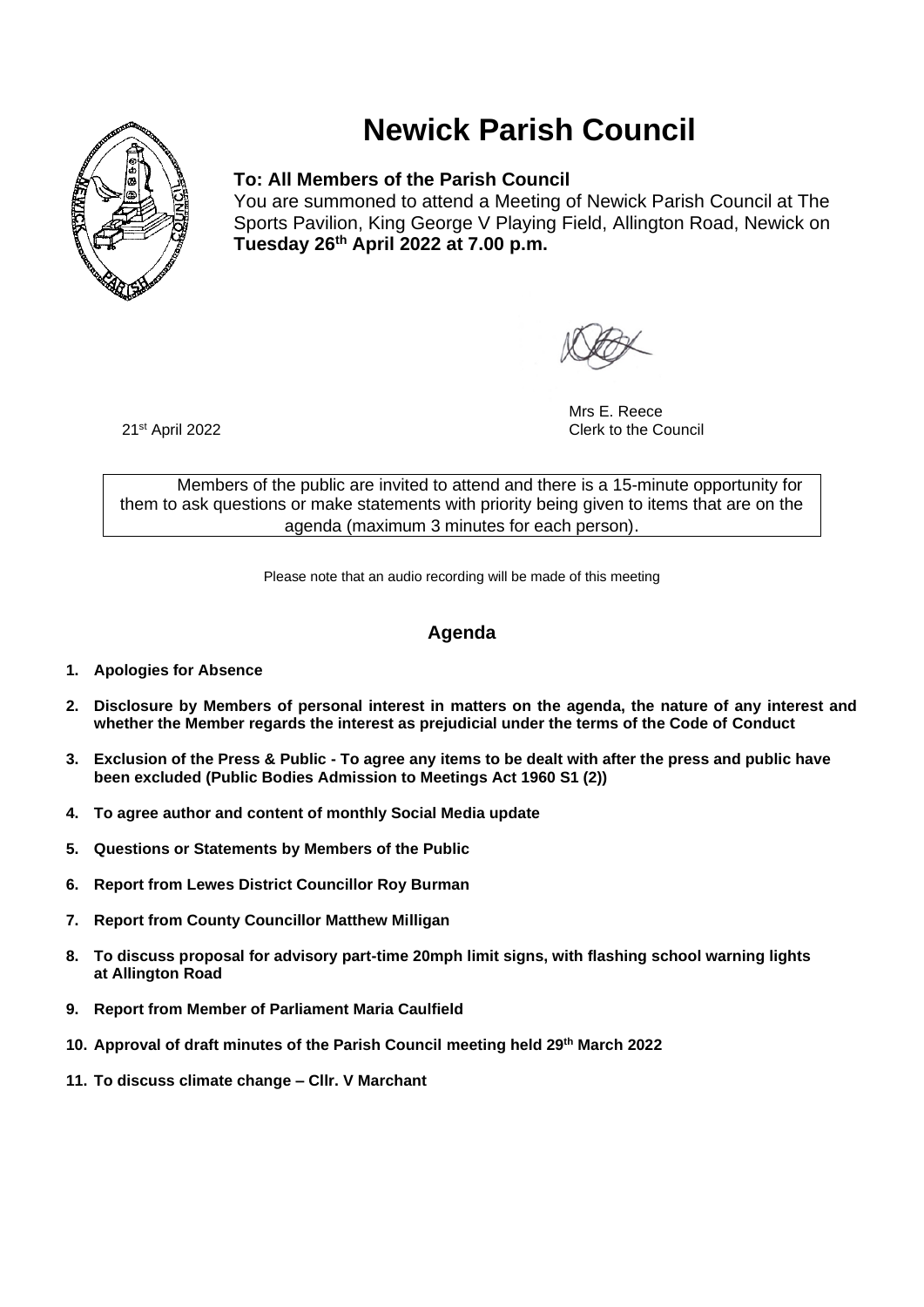# Newick Parish Council

**To: All Members of the Parish Council**

You are summoned to attend a Meeting of Newick Parish Council at The Sports Pavilion, King George V Playing Field, Allington Road, Newick on **Tuesday 26th April 2022 at 7.00 p.m.**

Mrs E. Reece
Clerk to the Council

21st April 2022

> Members of the public are invited to attend and there is a 15-minute opportunity for them to ask questions or make statements with priority being given to items that are on the agenda (maximum 3 minutes for each person).

Please note that an audio recording will be made of this meeting

## Agenda

1. **Apologies for Absence**
2. **Disclosure by Members of personal interest in matters on the agenda, the nature of any interest and whether the Member regards the interest as prejudicial under the terms of the Code of Conduct**
3. **Exclusion of the Press & Public - To agree any items to be dealt with after the press and public have been excluded (Public Bodies Admission to Meetings Act 1960 S1 (2))**
4. **To agree author and content of monthly Social Media update**
5. **Questions or Statements by Members of the Public**
6. **Report from Lewes District Councillor Roy Burman**
7. **Report from County Councillor Matthew Milligan**
8. **To discuss proposal for advisory part-time 20mph limit signs, with flashing school warning lights at Allington Road**
9. **Report from Member of Parliament Maria Caulfield**
10. **Approval of draft minutes of the Parish Council meeting held 29th March 2022**
11. **To discuss climate change – Cllr. V Marchant**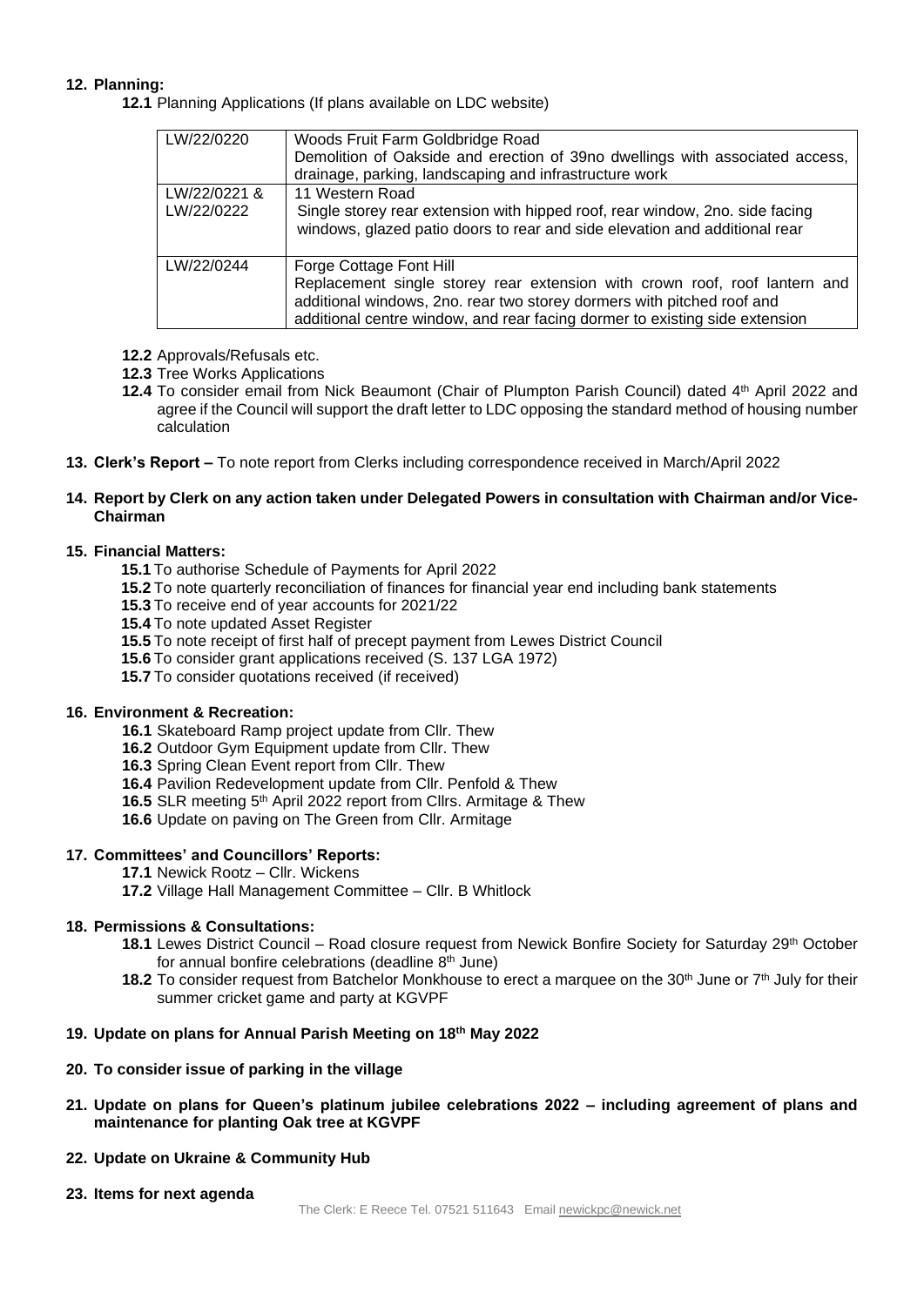**12. Planning:**

**12.1** Planning Applications (If plans available on LDC website)

| | |
|---|---|
| LW/22/0220 | Woods Fruit Farm Goldbridge Road<br>Demolition of Oakside and erection of 39no dwellings with associated access, drainage, parking, landscaping and infrastructure work |
| LW/22/0221 & LW/22/0222 | 11 Western Road<br>Single storey rear extension with hipped roof, rear window, 2no. side facing windows, glazed patio doors to rear and side elevation and additional rear |
| LW/22/0244 | Forge Cottage Font Hill<br>Replacement single storey rear extension with crown roof, roof lantern and additional windows, 2no. rear two storey dormers with pitched roof and additional centre window, and rear facing dormer to existing side extension |

**12.2** Approvals/Refusals etc.

**12.3** Tree Works Applications

**12.4** To consider email from Nick Beaumont (Chair of Plumpton Parish Council) dated 4th April 2022 and agree if the Council will support the draft letter to LDC opposing the standard method of housing number calculation

**13. Clerk's Report –** To note report from Clerks including correspondence received in March/April 2022

**14. Report by Clerk on any action taken under Delegated Powers in consultation with Chairman and/or Vice-Chairman**

**15. Financial Matters:**

**15.1** To authorise Schedule of Payments for April 2022

**15.2** To note quarterly reconciliation of finances for financial year end including bank statements

**15.3** To receive end of year accounts for 2021/22

**15.4** To note updated Asset Register

**15.5** To note receipt of first half of precept payment from Lewes District Council

**15.6** To consider grant applications received (S. 137 LGA 1972)

**15.7** To consider quotations received (if received)

**16. Environment & Recreation:**

**16.1** Skateboard Ramp project update from Cllr. Thew

**16.2** Outdoor Gym Equipment update from Cllr. Thew

**16.3** Spring Clean Event report from Cllr. Thew

**16.4** Pavilion Redevelopment update from Cllr. Penfold & Thew

**16.5** SLR meeting 5th April 2022 report from Cllrs. Armitage & Thew

**16.6** Update on paving on The Green from Cllr. Armitage

**17. Committees' and Councillors' Reports:**

**17.1** Newick Rootz – Cllr. Wickens

**17.2** Village Hall Management Committee – Cllr. B Whitlock

**18. Permissions & Consultations:**

**18.1** Lewes District Council – Road closure request from Newick Bonfire Society for Saturday 29th October for annual bonfire celebrations (deadline 8th June)

**18.2** To consider request from Batchelor Monkhouse to erect a marquee on the 30th June or 7th July for their summer cricket game and party at KGVPF

**19. Update on plans for Annual Parish Meeting on 18th May 2022**

**20. To consider issue of parking in the village**

**21. Update on plans for Queen's platinum jubilee celebrations 2022 – including agreement of plans and maintenance for planting Oak tree at KGVPF**

**22. Update on Ukraine & Community Hub**

**23. Items for next agenda**

The Clerk: E Reece Tel. 07521 511643 Email newickpc@newick.net